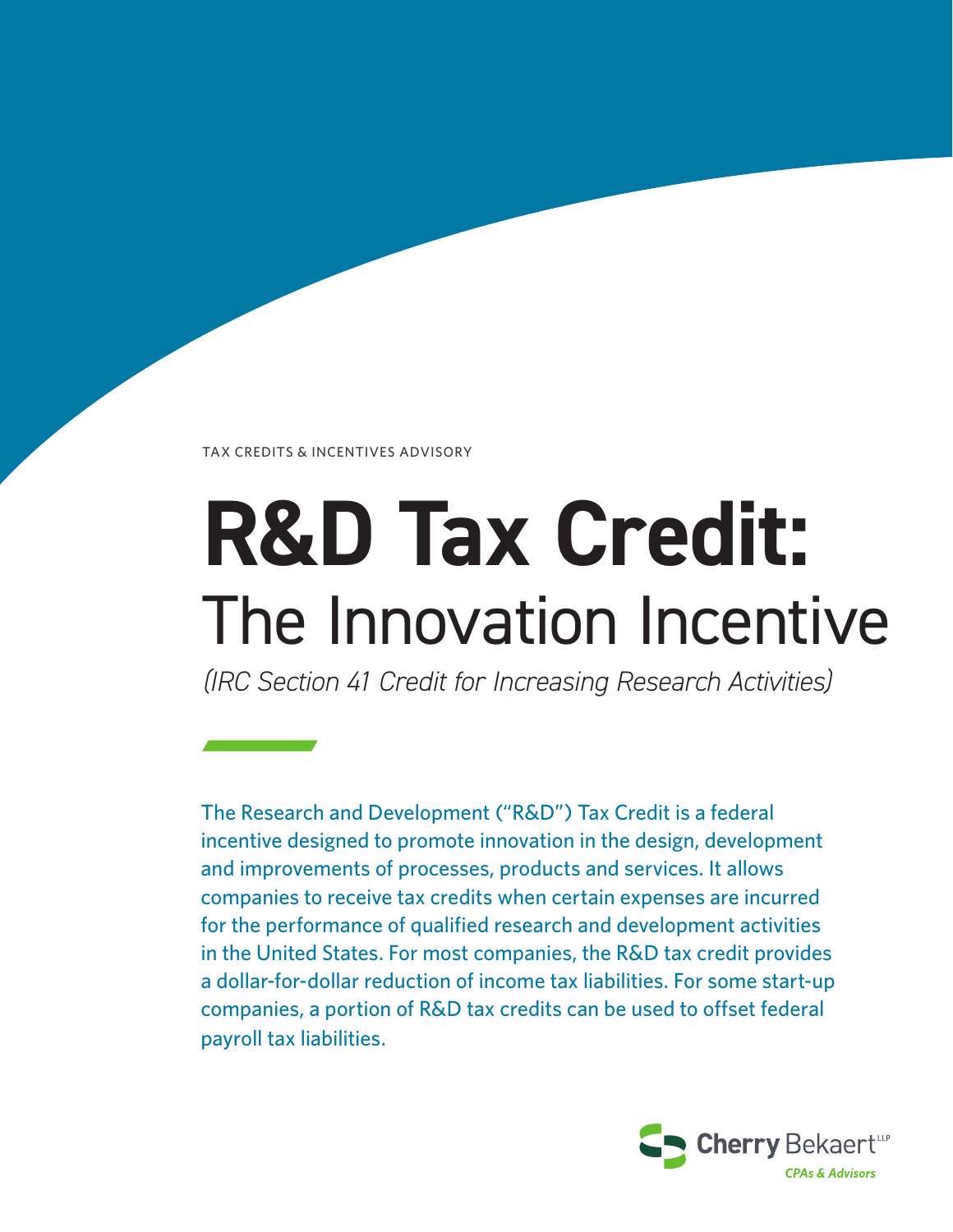TAX CREDITS & INCENTIVES ADVISORY

# R&D Tax Credit:

## The Innovation Incentive

*(IRC Section 41 Credit for Increasing Research Activities)*

The Research and Development ("R&D") Tax Credit is a federal incentive designed to promote innovation in the design, development and improvements of processes, products and services. It allows companies to receive tax credits when certain expenses are incurred for the performance of qualified research and development activities in the United States. For most companies, the R&D tax credit provides a dollar-for-dollar reduction of income tax liabilities. For some start-up companies, a portion of R&D tax credits can be used to offset federal payroll tax liabilities.

Cherry Bekaert LLP

*CPAs & Advisors*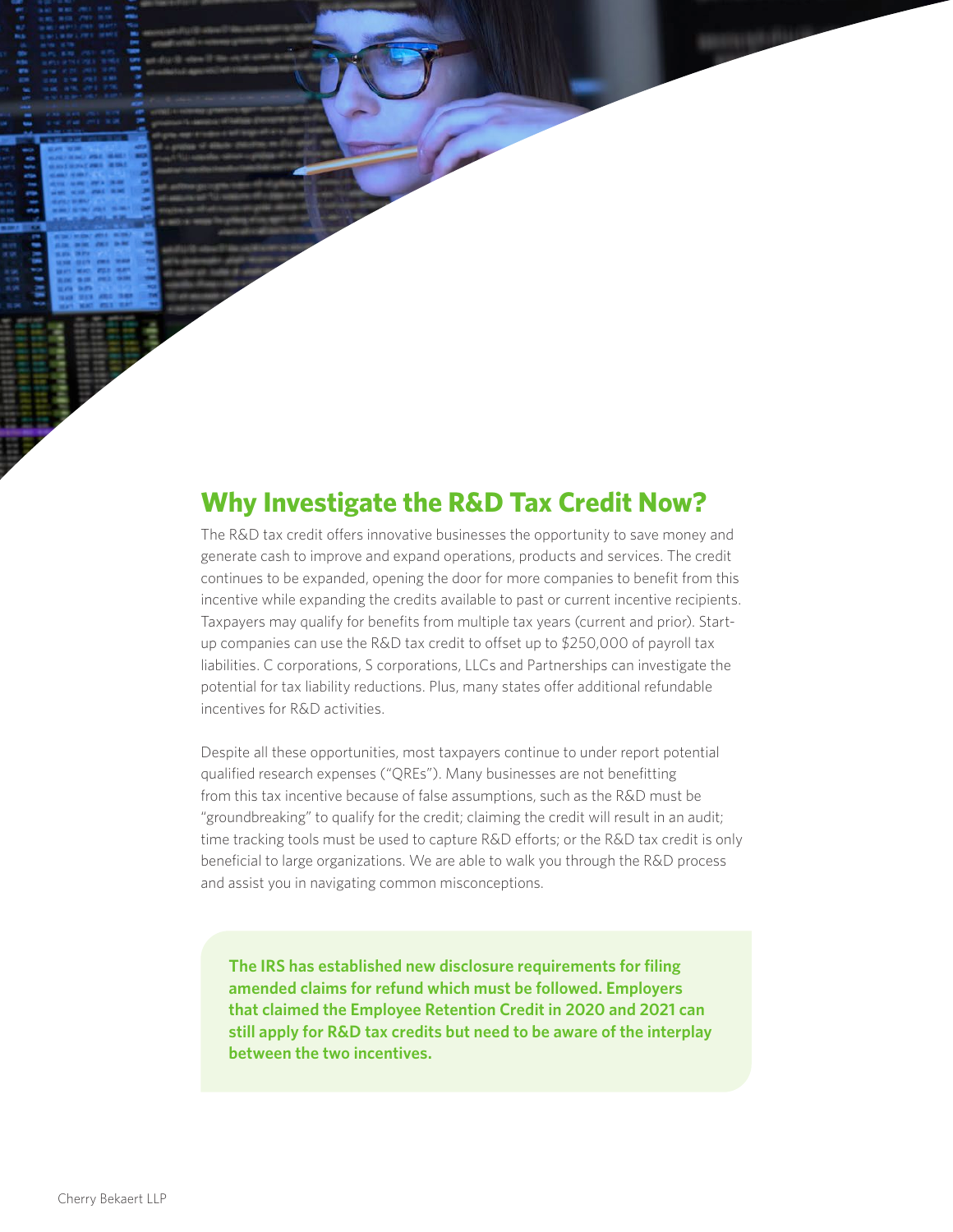## Why Investigate the R&D Tax Credit Now?

The R&D tax credit offers innovative businesses the opportunity to save money and generate cash to improve and expand operations, products and services. The credit continues to be expanded, opening the door for more companies to benefit from this incentive while expanding the credits available to past or current incentive recipients. Taxpayers may qualify for benefits from multiple tax years (current and prior). Start-up companies can use the R&D tax credit to offset up to $250,000 of payroll tax liabilities. C corporations, S corporations, LLCs and Partnerships can investigate the potential for tax liability reductions. Plus, many states offer additional refundable incentives for R&D activities.

Despite all these opportunities, most taxpayers continue to under report potential qualified research expenses ("QREs"). Many businesses are not benefitting from this tax incentive because of false assumptions, such as the R&D must be "groundbreaking" to qualify for the credit; claiming the credit will result in an audit; time tracking tools must be used to capture R&D efforts; or the R&D tax credit is only beneficial to large organizations. We are able to walk you through the R&D process and assist you in navigating common misconceptions.

**The IRS has established new disclosure requirements for filing amended claims for refund which must be followed. Employers that claimed the Employee Retention Credit in 2020 and 2021 can still apply for R&D tax credits but need to be aware of the interplay between the two incentives.**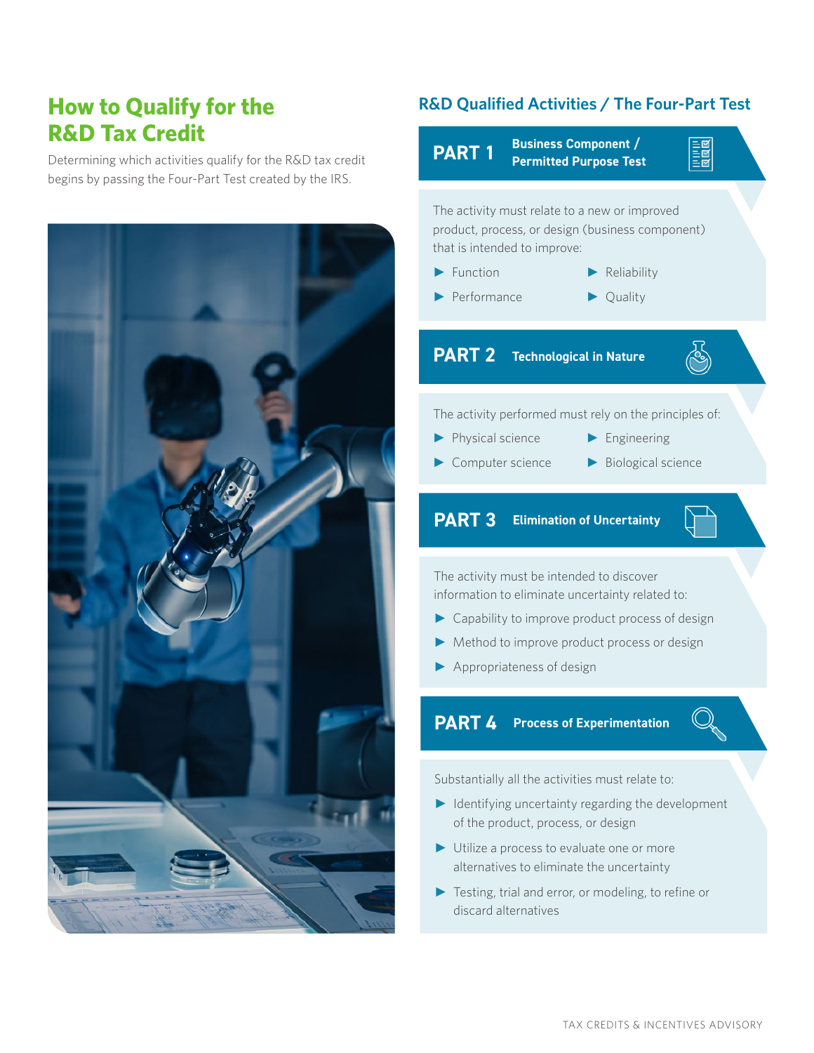# How to Qualify for the R&D Tax Credit

Determining which activities qualify for the R&D tax credit begins by passing the Four-Part Test created by the IRS.

## R&D Qualified Activities / The Four-Part Test

### PART 1 Business Component / Permitted Purpose Test

The activity must relate to a new or improved product, process, or design (business component) that is intended to improve:

- Function
- Reliability
- Performance
- Quality

### PART 2 Technological in Nature

The activity performed must rely on the principles of:

- Physical science
- Engineering
- Computer science
- Biological science

### PART 3 Elimination of Uncertainty

The activity must be intended to discover information to eliminate uncertainty related to:

- Capability to improve product process of design
- Method to improve product process or design
- Appropriateness of design

### PART 4 Process of Experimentation

Substantially all the activities must relate to:

- Identifying uncertainty regarding the development of the product, process, or design
- Utilize a process to evaluate one or more alternatives to eliminate the uncertainty
- Testing, trial and error, or modeling, to refine or discard alternatives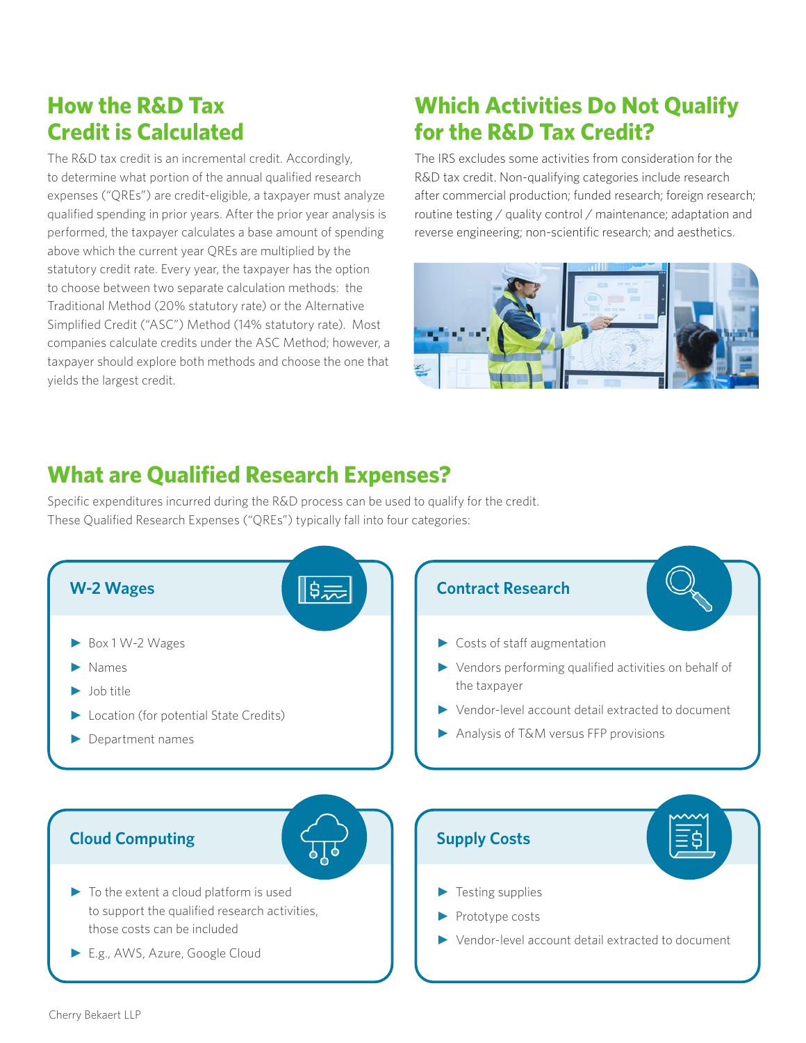## How the R&D Tax Credit is Calculated

The R&D tax credit is an incremental credit. Accordingly, to determine what portion of the annual qualified research expenses ("QREs") are credit-eligible, a taxpayer must analyze qualified spending in prior years. After the prior year analysis is performed, the taxpayer calculates a base amount of spending above which the current year QREs are multiplied by the statutory credit rate. Every year, the taxpayer has the option to choose between two separate calculation methods: the Traditional Method (20% statutory rate) or the Alternative Simplified Credit ("ASC") Method (14% statutory rate). Most companies calculate credits under the ASC Method; however, a taxpayer should explore both methods and choose the one that yields the largest credit.

## Which Activities Do Not Qualify for the R&D Tax Credit?

The IRS excludes some activities from consideration for the R&D tax credit. Non-qualifying categories include research after commercial production; funded research; foreign research; routine testing / quality control / maintenance; adaptation and reverse engineering; non-scientific research; and aesthetics.

## What are Qualified Research Expenses?

Specific expenditures incurred during the R&D process can be used to qualify for the credit. These Qualified Research Expenses ("QREs") typically fall into four categories:

### W-2 Wages

- Box 1 W-2 Wages
- Names
- Job title
- Location (for potential State Credits)
- Department names

### Contract Research

- Costs of staff augmentation
- Vendors performing qualified activities on behalf of the taxpayer
- Vendor-level account detail extracted to document
- Analysis of T&M versus FFP provisions

### Cloud Computing

- To the extent a cloud platform is used to support the qualified research activities, those costs can be included
- E.g., AWS, Azure, Google Cloud

### Supply Costs

- Testing supplies
- Prototype costs
- Vendor-level account detail extracted to document

Cherry Bekaert LLP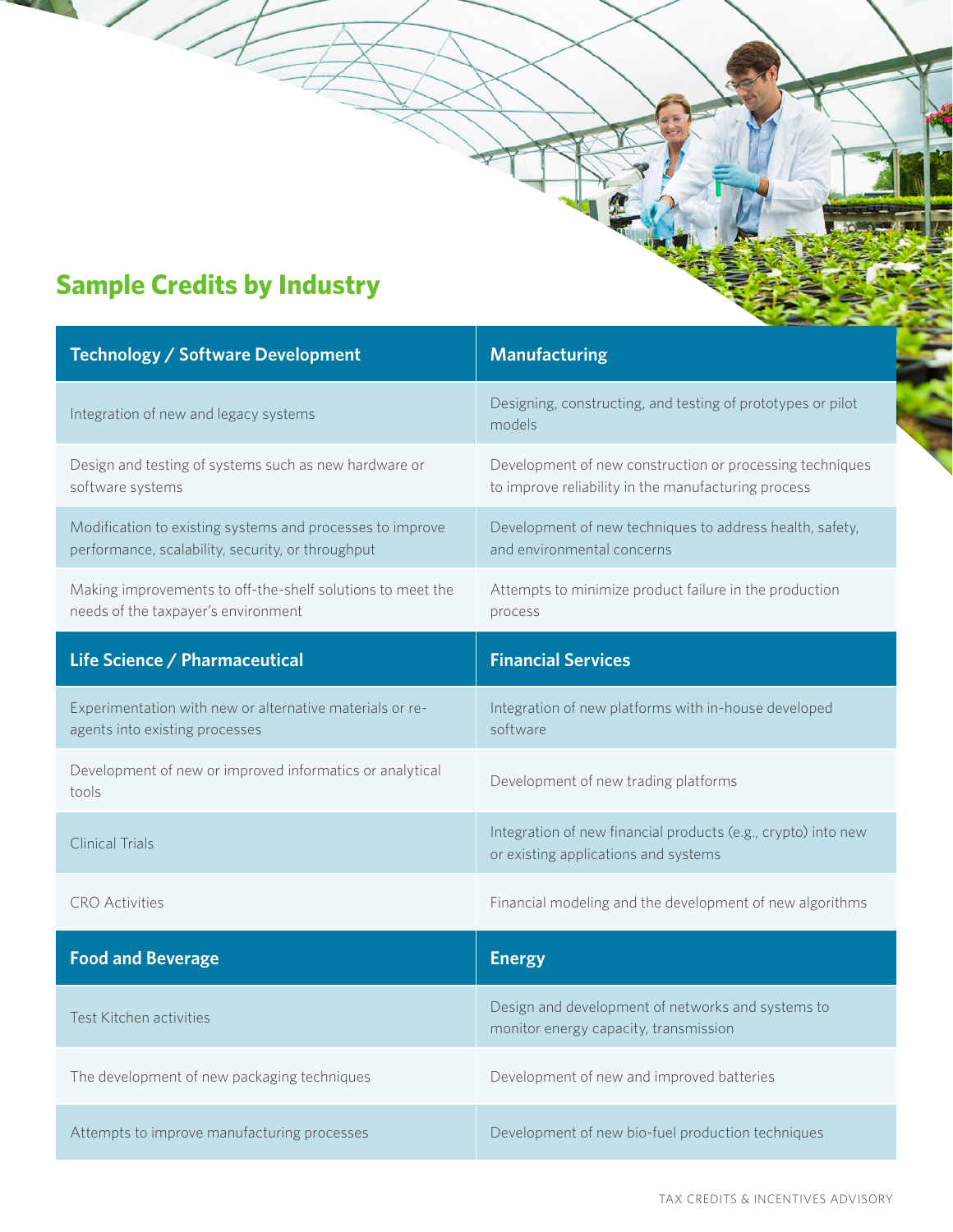## Sample Credits by Industry

| Technology / Software Development | Manufacturing |
|---|---|
| Integration of new and legacy systems | Designing, constructing, and testing of prototypes or pilot models |
| Design and testing of systems such as new hardware or software systems | Development of new construction or processing techniques to improve reliability in the manufacturing process |
| Modification to existing systems and processes to improve performance, scalability, security, or throughput | Development of new techniques to address health, safety, and environmental concerns |
| Making improvements to off-the-shelf solutions to meet the needs of the taxpayer's environment | Attempts to minimize product failure in the production process |
| **Life Science / Pharmaceutical** | **Financial Services** |
| Experimentation with new or alternative materials or re-agents into existing processes | Integration of new platforms with in-house developed software |
| Development of new or improved informatics or analytical tools | Development of new trading platforms |
| Clinical Trials | Integration of new financial products (e.g., crypto) into new or existing applications and systems |
| CRO Activities | Financial modeling and the development of new algorithms |
| **Food and Beverage** | **Energy** |
| Test Kitchen activities | Design and development of networks and systems to monitor energy capacity, transmission |
| The development of new packaging techniques | Development of new and improved batteries |
| Attempts to improve manufacturing processes | Development of new bio-fuel production techniques |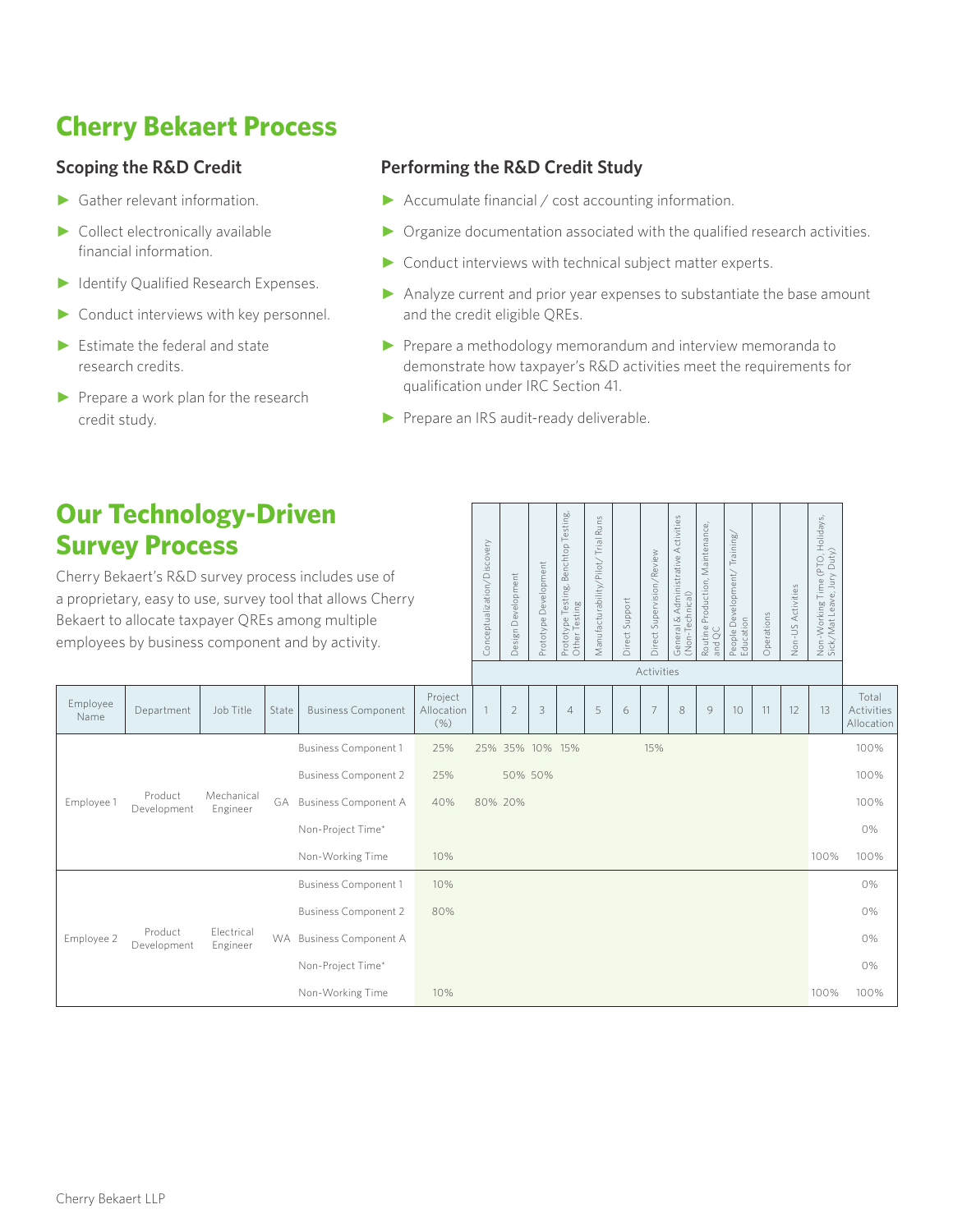# Cherry Bekaert Process

### Scoping the R&D Credit

- Gather relevant information.
- Collect electronically available financial information.
- Identify Qualified Research Expenses.
- Conduct interviews with key personnel.
- Estimate the federal and state research credits.
- Prepare a work plan for the research credit study.

### Performing the R&D Credit Study

- Accumulate financial / cost accounting information.
- Organize documentation associated with the qualified research activities.
- Conduct interviews with technical subject matter experts.
- Analyze current and prior year expenses to substantiate the base amount and the credit eligible QREs.
- Prepare a methodology memorandum and interview memoranda to demonstrate how taxpayer's R&D activities meet the requirements for qualification under IRC Section 41.
- Prepare an IRS audit-ready deliverable.

# Our Technology-Driven Survey Process

Cherry Bekaert's R&D survey process includes use of a proprietary, easy to use, survey tool that allows Cherry Bekaert to allocate taxpayer QREs among multiple employees by business component and by activity.

| | | | | | | Activities | | | | | | | | | | | | | |
|---|---|---|---|---|---|---|---|---|---|---|---|---|---|---|---|---|---|---|---|
| | | | | | | Conceptualization/Discovery | Design Development | Prototype Development | Prototype Testing, Benchtop Testing, Other Testing | Manufacturability/Pilot/ Trial Runs | Direct Support | Direct Supervision/Review | General & Administrative Activities (Non-Technical) | Routine Production, Maintenance, and QC | People Development/ Training/ Education | Operations | Non-US Activities | Non-Working Time (PTO, Holidays, Sick/Mat Leave, Jury Duty) | |
| Employee Name | Department | Job Title | State | Business Component | Project Allocation (%) | 1 | 2 | 3 | 4 | 5 | 6 | 7 | 8 | 9 | 10 | 11 | 12 | 13 | Total Activities Allocation |
| Employee 1 | Product Development | Mechanical Engineer | GA | Business Component 1 | 25% | 25% | 35% | 10% | 15% | | | 15% | | | | | | | 100% |
| | | | | Business Component 2 | 25% | | 50% | 50% | | | | | | | | | | | 100% |
| | | | | Business Component A | 40% | 80% | 20% | | | | | | | | | | | | 100% |
| | | | | Non-Project Time* | | | | | | | | | | | | | | | 0% |
| | | | | Non-Working Time | 10% | | | | | | | | | | | | | 100% | 100% |
| Employee 2 | Product Development | Electrical Engineer | WA | Business Component 1 | 10% | | | | | | | | | | | | | | 0% |
| | | | | Business Component 2 | 80% | | | | | | | | | | | | | | 0% |
| | | | | Business Component A | | | | | | | | | | | | | | | 0% |
| | | | | Non-Project Time* | | | | | | | | | | | | | | | 0% |
| | | | | Non-Working Time | 10% | | | | | | | | | | | | | 100% | 100% |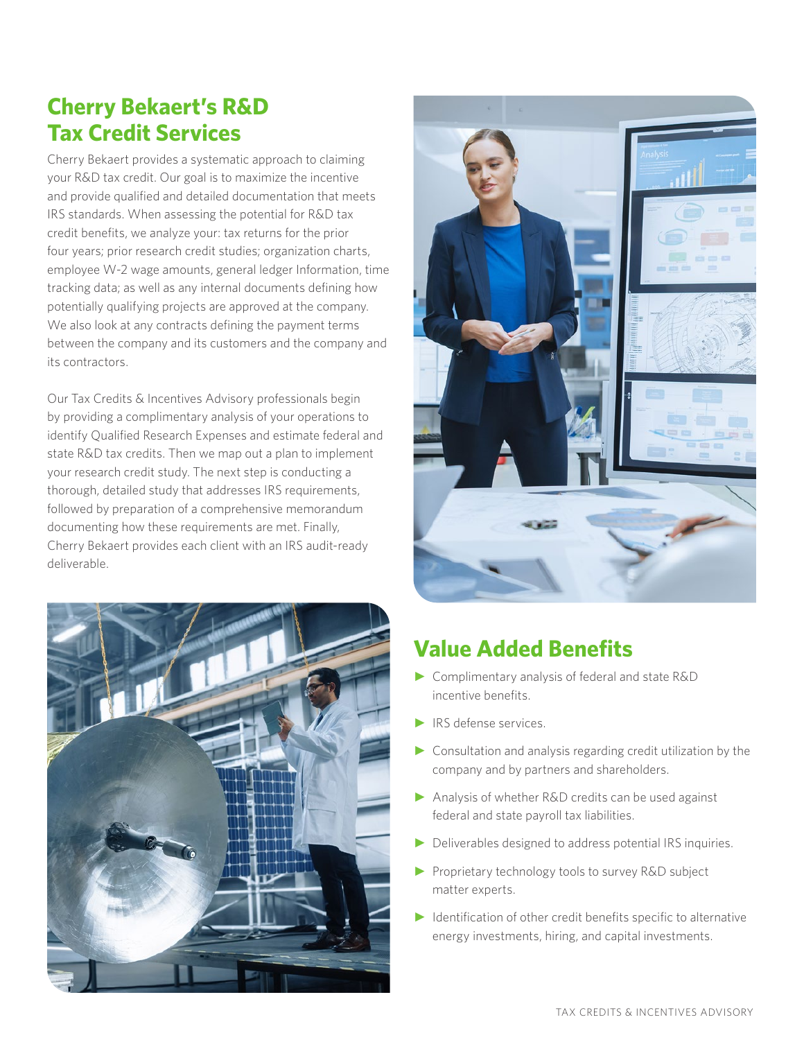## Cherry Bekaert's R&D Tax Credit Services

Cherry Bekaert provides a systematic approach to claiming your R&D tax credit. Our goal is to maximize the incentive and provide qualified and detailed documentation that meets IRS standards. When assessing the potential for R&D tax credit benefits, we analyze your: tax returns for the prior four years; prior research credit studies; organization charts, employee W-2 wage amounts, general ledger Information, time tracking data; as well as any internal documents defining how potentially qualifying projects are approved at the company. We also look at any contracts defining the payment terms between the company and its customers and the company and its contractors.

Our Tax Credits & Incentives Advisory professionals begin by providing a complimentary analysis of your operations to identify Qualified Research Expenses and estimate federal and state R&D tax credits. Then we map out a plan to implement your research credit study. The next step is conducting a thorough, detailed study that addresses IRS requirements, followed by preparation of a comprehensive memorandum documenting how these requirements are met. Finally, Cherry Bekaert provides each client with an IRS audit-ready deliverable.

## Value Added Benefits

- Complimentary analysis of federal and state R&D incentive benefits.
- IRS defense services.
- Consultation and analysis regarding credit utilization by the company and by partners and shareholders.
- Analysis of whether R&D credits can be used against federal and state payroll tax liabilities.
- Deliverables designed to address potential IRS inquiries.
- Proprietary technology tools to survey R&D subject matter experts.
- Identification of other credit benefits specific to alternative energy investments, hiring, and capital investments.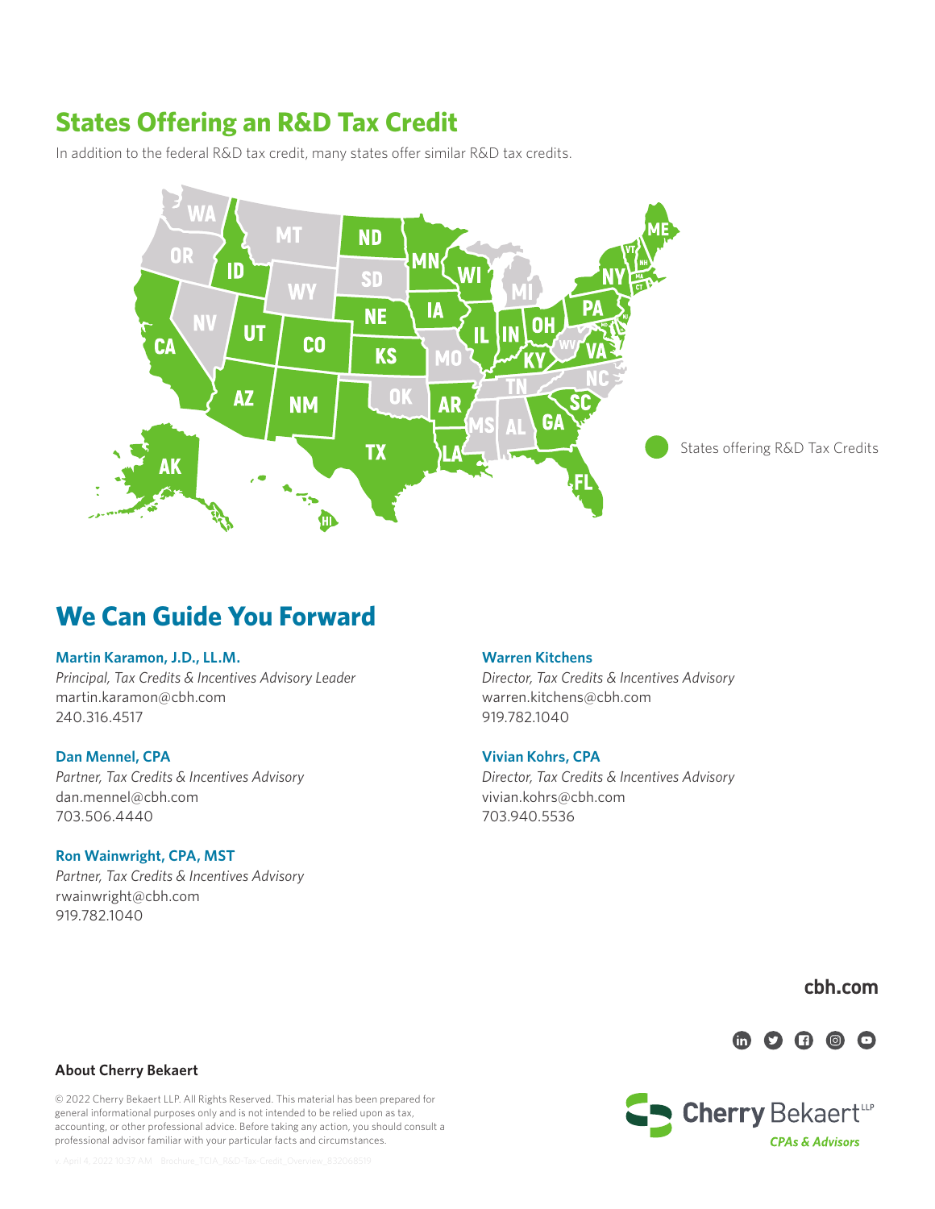## States Offering an R&D Tax Credit

In addition to the federal R&D tax credit, many states offer similar R&D tax credits.

WA
OR
CA
AK
ID
NV
MT
WY
UT
AZ
CO
NM
ND
SD
NE
KS
OK
TX
MN
IA
MO
AR
LA
WI
IL
MI
IN
KY
TN
MS
AL
OH
WV
GA
FL
SC
NC
VA
PA
NY
VT
NH
ME
MA
CT
NJ
MD
HI

States offering R&D Tax Credits

## We Can Guide You Forward

**Martin Karamon, J.D., LL.M.**
*Principal, Tax Credits & Incentives Advisory Leader*
martin.karamon@cbh.com
240.316.4517

**Dan Mennel, CPA**
*Partner, Tax Credits & Incentives Advisory*
dan.mennel@cbh.com
703.506.4440

**Ron Wainwright, CPA, MST**
*Partner, Tax Credits & Incentives Advisory*
rwainwright@cbh.com
919.782.1040

**Warren Kitchens**
*Director, Tax Credits & Incentives Advisory*
warren.kitchens@cbh.com
919.782.1040

**Vivian Kohrs, CPA**
*Director, Tax Credits & Incentives Advisory*
vivian.kohrs@cbh.com
703.940.5536

**cbh.com**

**About Cherry Bekaert**

© 2022 Cherry Bekaert LLP. All Rights Reserved. This material has been prepared for general informational purposes only and is not intended to be relied upon as tax, accounting, or other professional advice. Before taking any action, you should consult a professional advisor familiar with your particular facts and circumstances.

Cherry Bekaert LLP
*CPAs & Advisors*